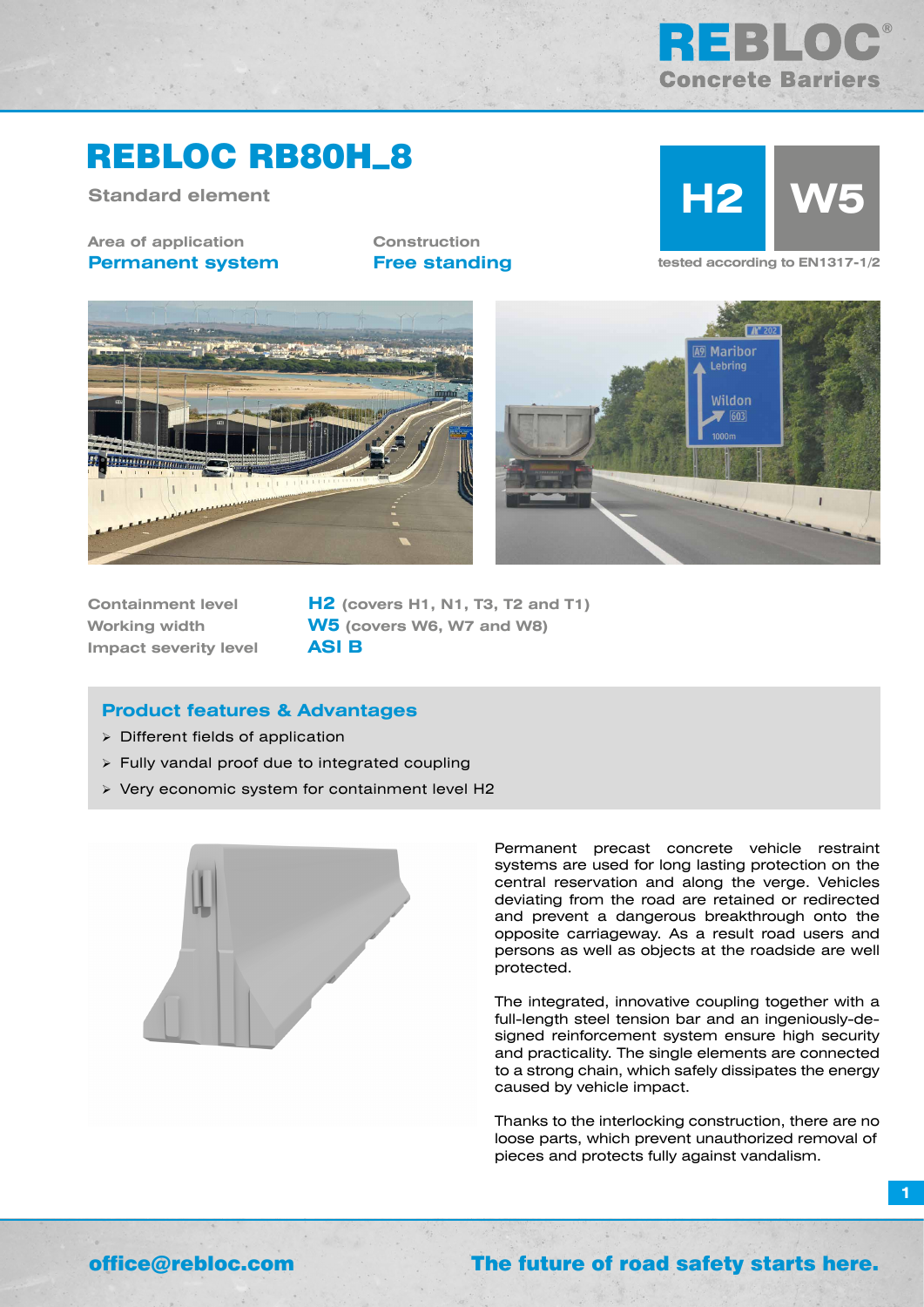REBLOC®
Concrete Barriers

# REBLOC RB80H_8

Standard element

**H2** **W5**

tested according to EN1317-1/2

| Area of application | Construction |
|---|---|
| **Permanent system** | **Free standing** |

| | |
|---|---|
| Containment level | **H2** (covers H1, N1, T3, T2 and T1) |
| Working width | **W5** (covers W6, W7 and W8) |
| Impact severity level | **ASI B** |

## Product features & Advantages

- Different fields of application
- Fully vandal proof due to integrated coupling
- Very economic system for containment level H2

Permanent precast concrete vehicle restraint systems are used for long lasting protection on the central reservation and along the verge. Vehicles deviating from the road are retained or redirected and prevent a dangerous breakthrough onto the opposite carriageway. As a result road users and persons as well as objects at the roadside are well protected.

The integrated, innovative coupling together with a full-length steel tension bar and an ingeniously-designed reinforcement system ensure high security and practicality. The single elements are connected to a strong chain, which safely dissipates the energy caused by vehicle impact.

Thanks to the interlocking construction, there are no loose parts, which prevent unauthorized removal of pieces and protects fully against vandalism.

office@rebloc.com

**The future of road safety starts here.**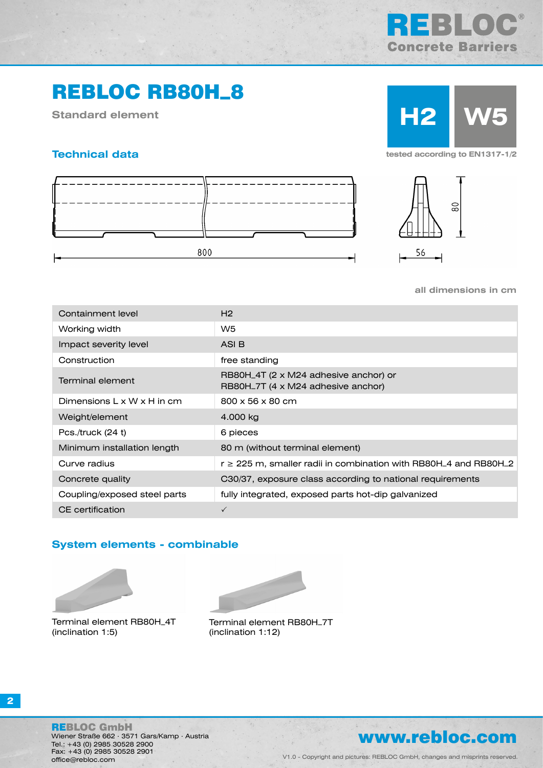REBLOC Concrete Barriers

# REBLOC RB80H_8

**Standard element**

H2 W5

tested according to EN1317-1/2

## Technical data

800

80

56

all dimensions in cm

| | |
|---|---|
| Containment level | H2 |
| Working width | W5 |
| Impact severity level | ASI B |
| Construction | free standing |
| Terminal element | RB80H_4T (2 x M24 adhesive anchor) or<br>RB80H_7T (4 x M24 adhesive anchor) |
| Dimensions L x W x H in cm | 800 x 56 x 80 cm |
| Weight/element | 4.000 kg |
| Pcs./truck (24 t) | 6 pieces |
| Minimum installation length | 80 m (without terminal element) |
| Curve radius | r ≥ 225 m, smaller radii in combination with RB80H_4 and RB80H_2 |
| Concrete quality | C30/37, exposure class according to national requirements |
| Coupling/exposed steel parts | fully integrated, exposed parts hot-dip galvanized |
| CE certification | ✓ |

## System elements - combinable

Terminal element RB80H_4T
(inclination 1:5)

Terminal element RB80H_7T
(inclination 1:12)

**REBLOC GmbH**
Wiener Straße 662 · 3571 Gars/Kamp · Austria
Tel.: +43 (0) 2985 30528 2900
Fax: +43 (0) 2985 30528 2901
office@rebloc.com

**www.rebloc.com**

V1.0 - Copyright and pictures: REBLOC GmbH, changes and misprints reserved.